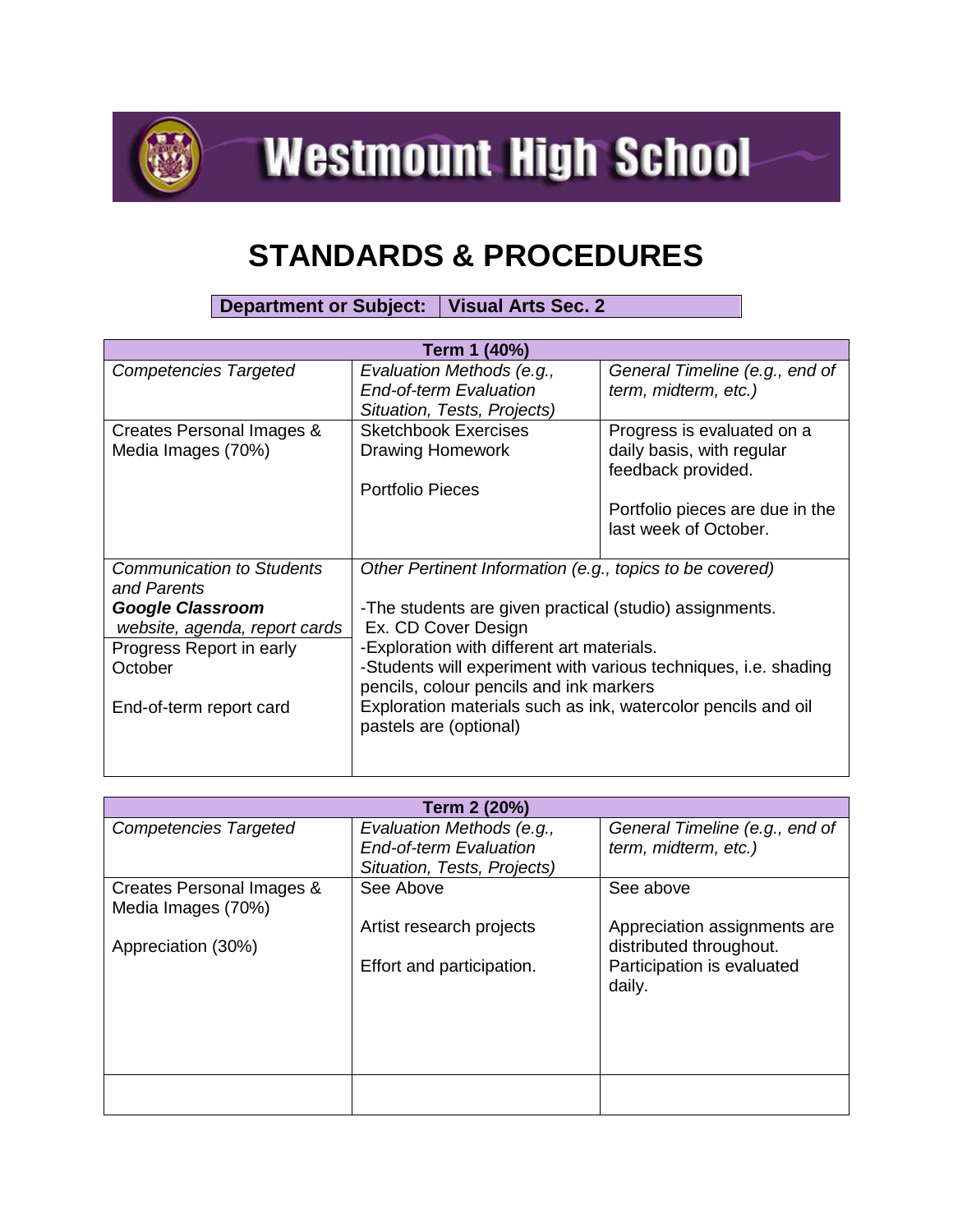# Westmount High School

# STANDARDS & PROCEDURES

| **Department or Subject:** | **Visual Arts Sec. 2** |
|---|---|

| **Term 1 (40%)** | | |
|---|---|---|
| *Competencies Targeted* | *Evaluation Methods (e.g., End-of-term Evaluation Situation, Tests, Projects)* | *General Timeline (e.g., end of term, midterm, etc.)* |
| Creates Personal Images & Media Images (70%) | Sketchbook Exercises<br>Drawing Homework<br><br>Portfolio Pieces | Progress is evaluated on a daily basis, with regular feedback provided.<br><br>Portfolio pieces are due in the last week of October. |
| *Communication to Students and Parents*<br>***Google Classroom*** *website, agenda, report cards*<br>Progress Report in early October<br><br>End-of-term report card | *Other Pertinent Information (e.g., topics to be covered)*<br><br>-The students are given practical (studio) assignments.<br>Ex. CD Cover Design<br>-Exploration with different art materials.<br>-Students will experiment with various techniques, i.e. shading pencils, colour pencils and ink markers<br>Exploration materials such as ink, watercolor pencils and oil pastels are (optional) | |

| **Term 2 (20%)** | | |
|---|---|---|
| *Competencies Targeted* | *Evaluation Methods (e.g., End-of-term Evaluation Situation, Tests, Projects)* | *General Timeline (e.g., end of term, midterm, etc.)* |
| Creates Personal Images & Media Images (70%)<br><br>Appreciation (30%) | See Above<br><br>Artist research projects<br><br>Effort and participation. | See above<br><br>Appreciation assignments are distributed throughout.<br>Participation is evaluated daily. |
| | | |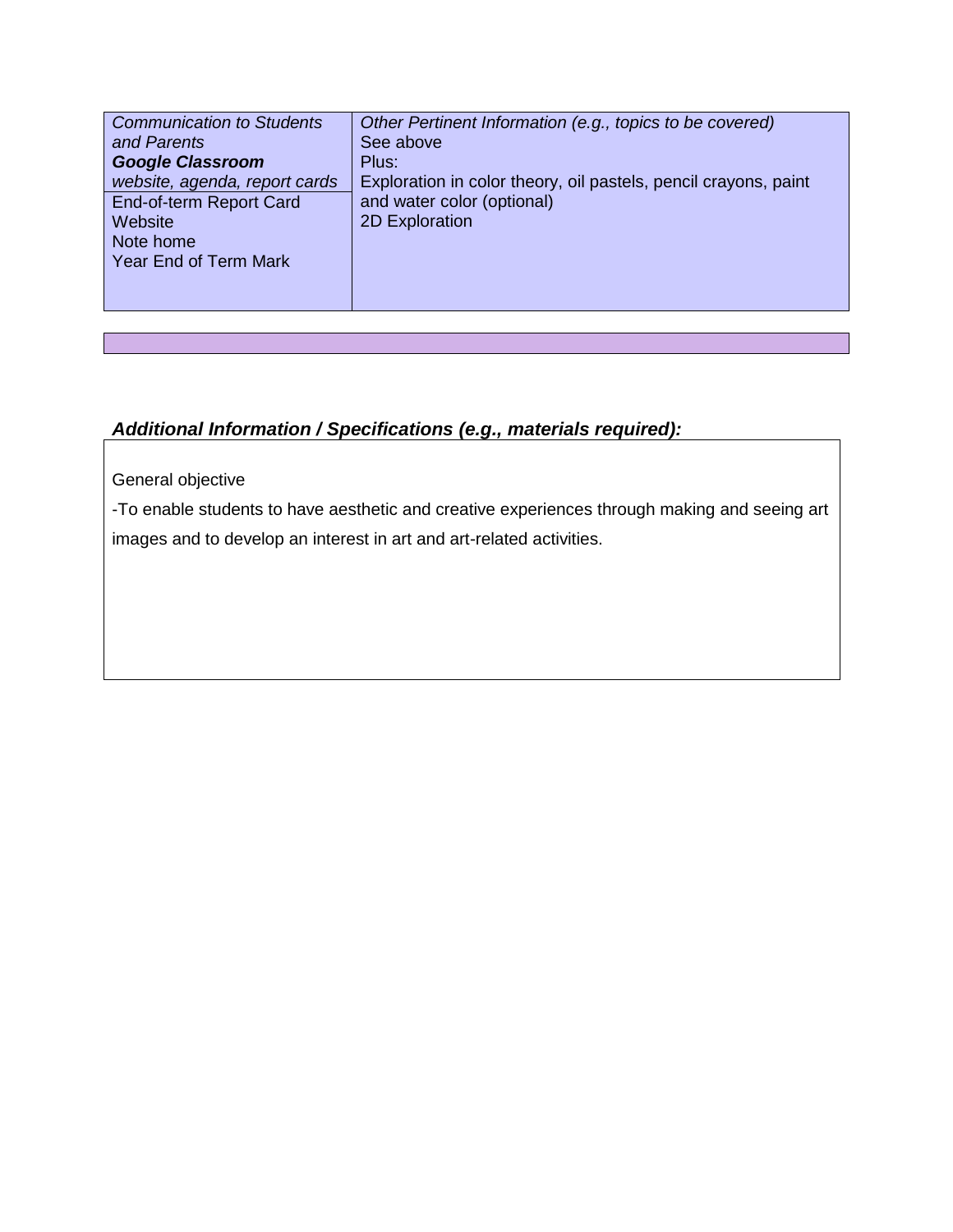| | |
|---|---|
| *Communication to Students and Parents*<br>***Google Classroom***<br>*website, agenda, report cards* | *Other Pertinent Information (e.g., topics to be covered)*<br>See above<br>Plus:<br>Exploration in color theory, oil pastels, pencil crayons, paint and water color (optional)<br>2D Exploration |
| End-of-term Report Card<br>Website<br>Note home<br>Year End of Term Mark | |

***Additional Information / Specifications (e.g., materials required):***

General objective

-To enable students to have aesthetic and creative experiences through making and seeing art images and to develop an interest in art and art-related activities.